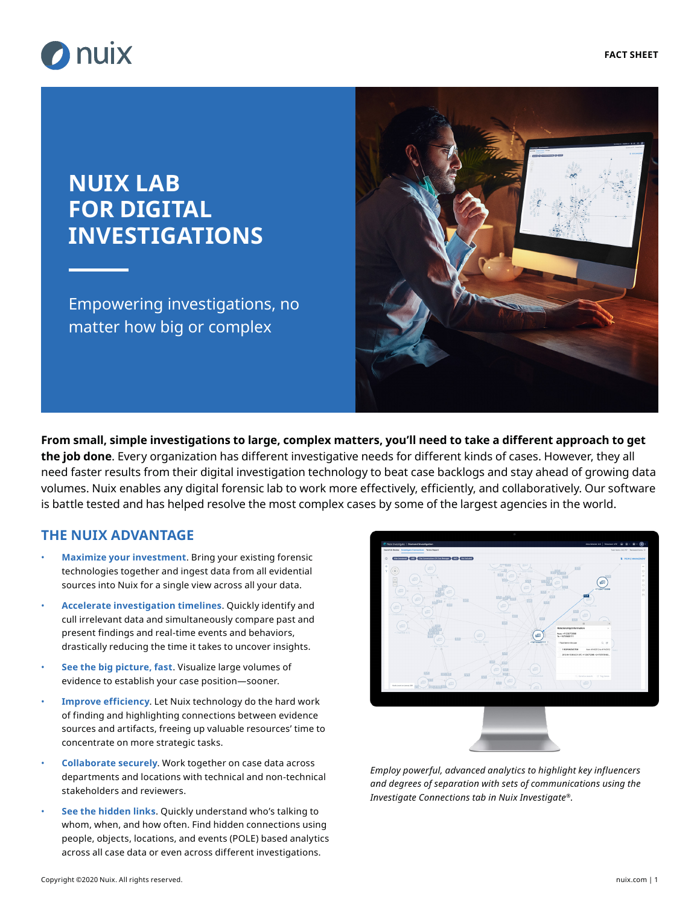# NUIX LAB FOR DIGITAL INVESTIGATIONS

Empowering investigations, no matter how big or complex

**From small, simple investigations to large, complex matters, you'll need to take a different approach to get the job done**. Every organization has different investigative needs for different kinds of cases. However, they all need faster results from their digital investigation technology to beat case backlogs and stay ahead of growing data volumes. Nuix enables any digital forensic lab to work more effectively, efficiently, and collaboratively. Our software is battle tested and has helped resolve the most complex cases by some of the largest agencies in the world.

## THE NUIX ADVANTAGE

- **Maximize your investment**. Bring your existing forensic technologies together and ingest data from all evidential sources into Nuix for a single view across all your data.
- **Accelerate investigation timelines**. Quickly identify and cull irrelevant data and simultaneously compare past and present findings and real-time events and behaviors, drastically reducing the time it takes to uncover insights.
- **See the big picture, fast**. Visualize large volumes of evidence to establish your case position—sooner.
- **Improve efficiency**. Let Nuix technology do the hard work of finding and highlighting connections between evidence sources and artifacts, freeing up valuable resources' time to concentrate on more strategic tasks.
- **Collaborate securely**. Work together on case data across departments and locations with technical and non-technical stakeholders and reviewers.
- **See the hidden links**. Quickly understand who's talking to whom, when, and how often. Find hidden connections using people, objects, locations, and events (POLE) based analytics across all case data or even across different investigations.

*Employ powerful, advanced analytics to highlight key influencers and degrees of separation with sets of communications using the Investigate Connections tab in Nuix Investigate®.*

Copyright ©2020 Nuix. All rights reserved.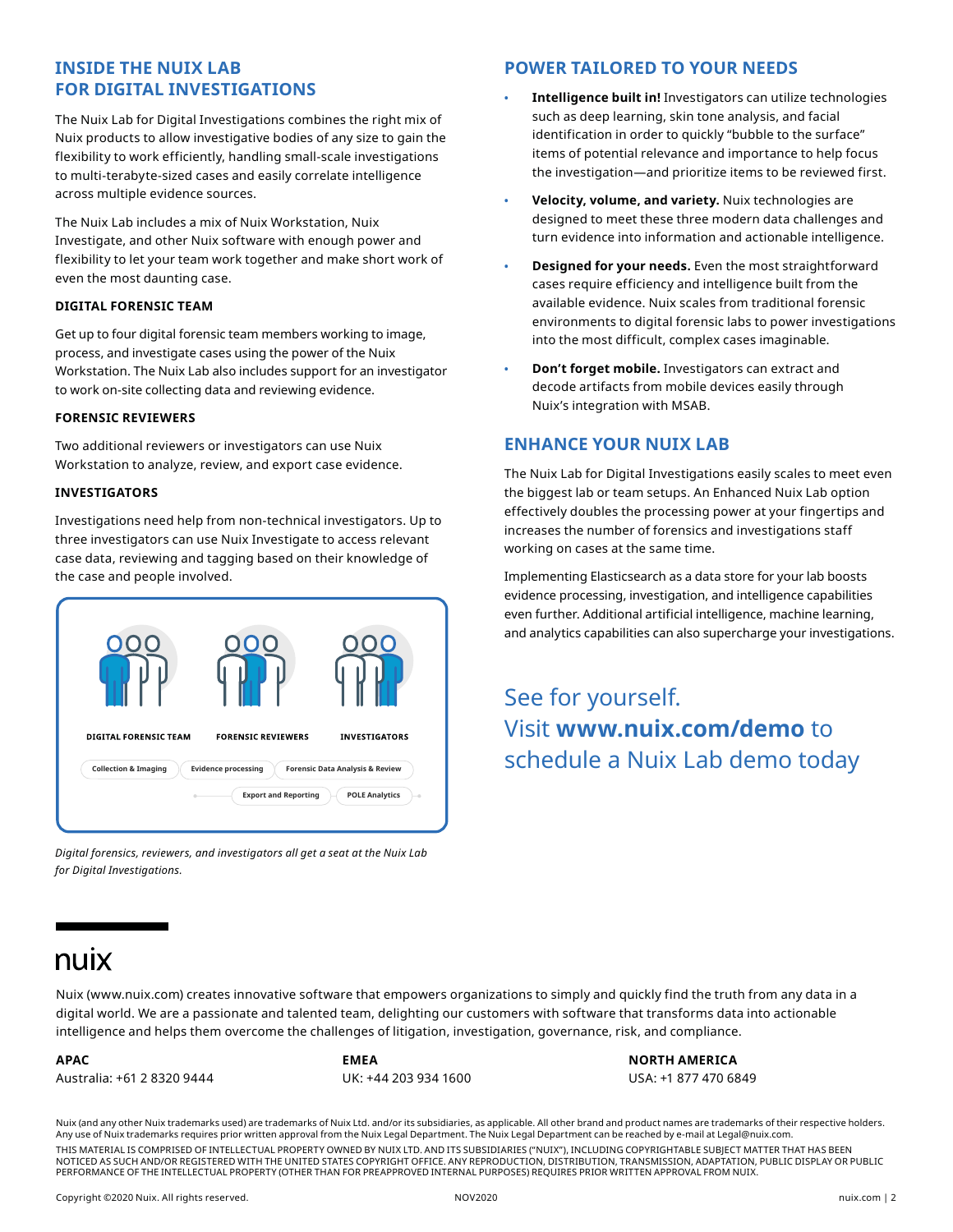## INSIDE THE NUIX LAB FOR DIGITAL INVESTIGATIONS

The Nuix Lab for Digital Investigations combines the right mix of Nuix products to allow investigative bodies of any size to gain the flexibility to work efficiently, handling small-scale investigations to multi-terabyte-sized cases and easily correlate intelligence across multiple evidence sources.

The Nuix Lab includes a mix of Nuix Workstation, Nuix Investigate, and other Nuix software with enough power and flexibility to let your team work together and make short work of even the most daunting case.

### DIGITAL FORENSIC TEAM

Get up to four digital forensic team members working to image, process, and investigate cases using the power of the Nuix Workstation. The Nuix Lab also includes support for an investigator to work on-site collecting data and reviewing evidence.

### FORENSIC REVIEWERS

Two additional reviewers or investigators can use Nuix Workstation to analyze, review, and export case evidence.

### INVESTIGATORS

Investigations need help from non-technical investigators. Up to three investigators can use Nuix Investigate to access relevant case data, reviewing and tagging based on their knowledge of the case and people involved.

DIGITAL FORENSIC TEAM
FORENSIC REVIEWERS
INVESTIGATORS
Collection & Imaging
Evidence processing
Forensic Data Analysis & Review
Export and Reporting
POLE Analytics

*Digital forensics, reviewers, and investigators all get a seat at the Nuix Lab for Digital Investigations.*

## POWER TAILORED TO YOUR NEEDS

- **Intelligence built in!** Investigators can utilize technologies such as deep learning, skin tone analysis, and facial identification in order to quickly "bubble to the surface" items of potential relevance and importance to help focus the investigation—and prioritize items to be reviewed first.
- **Velocity, volume, and variety.** Nuix technologies are designed to meet these three modern data challenges and turn evidence into information and actionable intelligence.
- **Designed for your needs.** Even the most straightforward cases require efficiency and intelligence built from the available evidence. Nuix scales from traditional forensic environments to digital forensic labs to power investigations into the most difficult, complex cases imaginable.
- **Don't forget mobile.** Investigators can extract and decode artifacts from mobile devices easily through Nuix's integration with MSAB.

## ENHANCE YOUR NUIX LAB

The Nuix Lab for Digital Investigations easily scales to meet even the biggest lab or team setups. An Enhanced Nuix Lab option effectively doubles the processing power at your fingertips and increases the number of forensics and investigations staff working on cases at the same time.

Implementing Elasticsearch as a data store for your lab boosts evidence processing, investigation, and intelligence capabilities even further. Additional artificial intelligence, machine learning, and analytics capabilities can also supercharge your investigations.

See for yourself.
Visit **www.nuix.com/demo** to schedule a Nuix Lab demo today

nuix

Nuix (www.nuix.com) creates innovative software that empowers organizations to simply and quickly find the truth from any data in a digital world. We are a passionate and talented team, delighting our customers with software that transforms data into actionable intelligence and helps them overcome the challenges of litigation, investigation, governance, risk, and compliance.

**APAC**
Australia: +61 2 8320 9444

**EMEA**
UK: +44 203 934 1600

**NORTH AMERICA**
USA: +1 877 470 6849

Nuix (and any other Nuix trademarks used) are trademarks of Nuix Ltd. and/or its subsidiaries, as applicable. All other brand and product names are trademarks of their respective holders. Any use of Nuix trademarks requires prior written approval from the Nuix Legal Department. The Nuix Legal Department can be reached by e-mail at Legal@nuix.com.

THIS MATERIAL IS COMPRISED OF INTELLECTUAL PROPERTY OWNED BY NUIX LTD. AND ITS SUBSIDIARIES ("NUIX"), INCLUDING COPYRIGHTABLE SUBJECT MATTER THAT HAS BEEN NOTICED AS SUCH AND/OR REGISTERED WITH THE UNITED STATES COPYRIGHT OFFICE. ANY REPRODUCTION, DISTRIBUTION, TRANSMISSION, ADAPTATION, PUBLIC DISPLAY OR PUBLIC PERFORMANCE OF THE INTELLECTUAL PROPERTY (OTHER THAN FOR PREAPPROVED INTERNAL PURPOSES) REQUIRES PRIOR WRITTEN APPROVAL FROM NUIX.

Copyright ©2020 Nuix. All rights reserved.

NOV2020